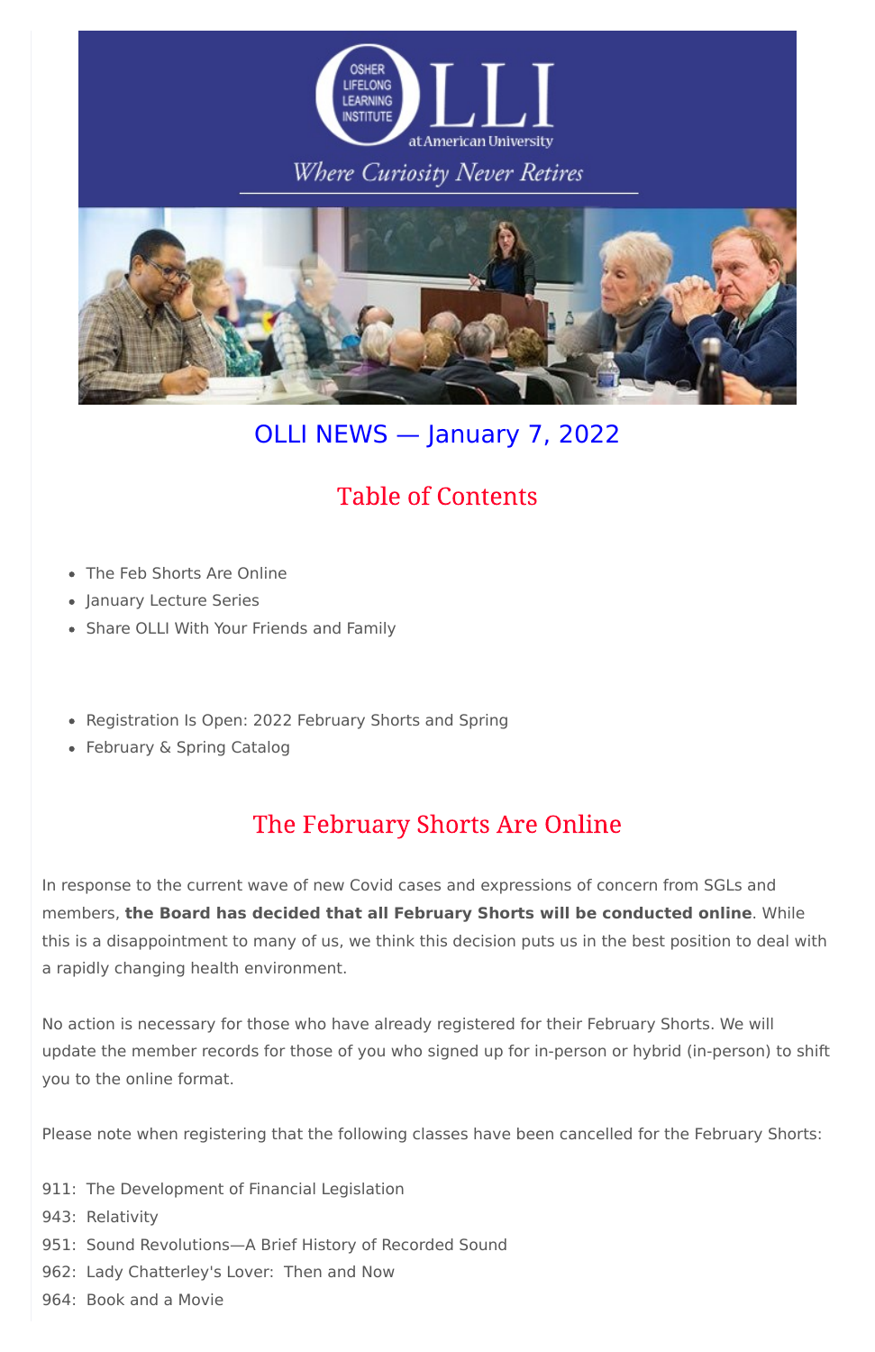# OLLI NEWS — January 7, 2022

## Table of Contents

- The Feb Shorts Are Online
- January Lecture Series
- Share OLLI With Your Friends and Family

- Registration Is Open: 2022 February Shorts and Spring
- February & Spring Catalog

## The February Shorts Are Online

In response to the current wave of new Covid cases and expressions of concern from SGLs and members, **the Board has decided that all February Shorts will be conducted online**. While this is a disappointment to many of us, we think this decision puts us in the best position to deal with a rapidly changing health environment.

No action is necessary for those who have already registered for their February Shorts. We will update the member records for those of you who signed up for in-person or hybrid (in-person) to shift you to the online format.

Please note when registering that the following classes have been cancelled for the February Shorts:

911: The Development of Financial Legislation
943: Relativity
951: Sound Revolutions—A Brief History of Recorded Sound
962: Lady Chatterley's Lover: Then and Now
964: Book and a Movie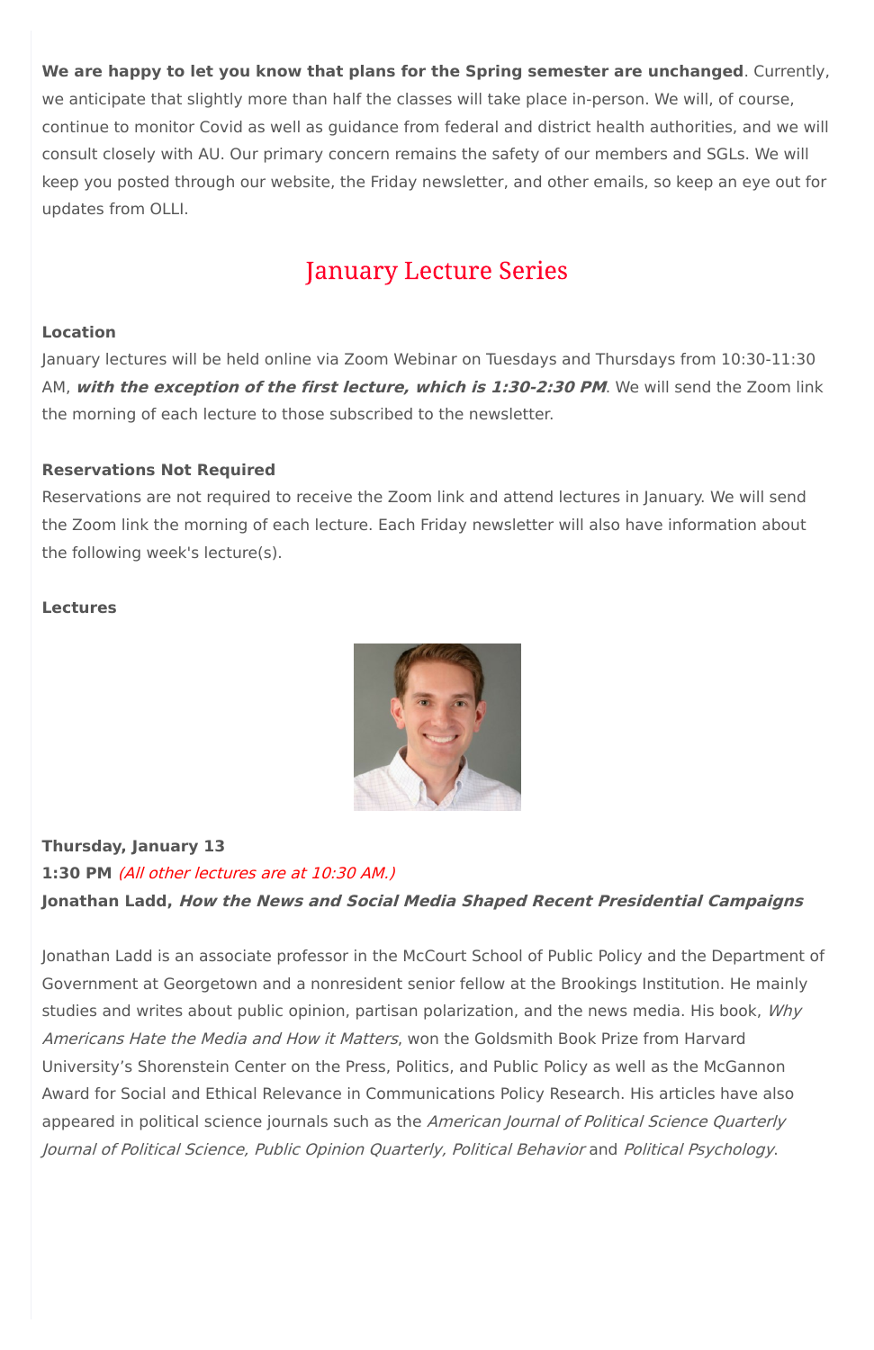**We are happy to let you know that plans for the Spring semester are unchanged**. Currently, we anticipate that slightly more than half the classes will take place in-person. We will, of course, continue to monitor Covid as well as guidance from federal and district health authorities, and we will consult closely with AU. Our primary concern remains the safety of our members and SGLs. We will keep you posted through our website, the Friday newsletter, and other emails, so keep an eye out for updates from OLLI.

## January Lecture Series

**Location**

January lectures will be held online via Zoom Webinar on Tuesdays and Thursdays from 10:30-11:30 AM, ***with the exception of the first lecture, which is 1:30-2:30 PM***. We will send the Zoom link the morning of each lecture to those subscribed to the newsletter.

**Reservations Not Required**

Reservations are not required to receive the Zoom link and attend lectures in January. We will send the Zoom link the morning of each lecture. Each Friday newsletter will also have information about the following week's lecture(s).

**Lectures**

**Thursday, January 13**
**1:30 PM** *(All other lectures are at 10:30 AM.)*
**Jonathan Ladd, *How the News and Social Media Shaped Recent Presidential Campaigns***

Jonathan Ladd is an associate professor in the McCourt School of Public Policy and the Department of Government at Georgetown and a nonresident senior fellow at the Brookings Institution. He mainly studies and writes about public opinion, partisan polarization, and the news media. His book, *Why Americans Hate the Media and How it Matters*, won the Goldsmith Book Prize from Harvard University's Shorenstein Center on the Press, Politics, and Public Policy as well as the McGannon Award for Social and Ethical Relevance in Communications Policy Research. His articles have also appeared in political science journals such as the *American Journal of Political Science Quarterly Journal of Political Science, Public Opinion Quarterly, Political Behavior* and *Political Psychology.*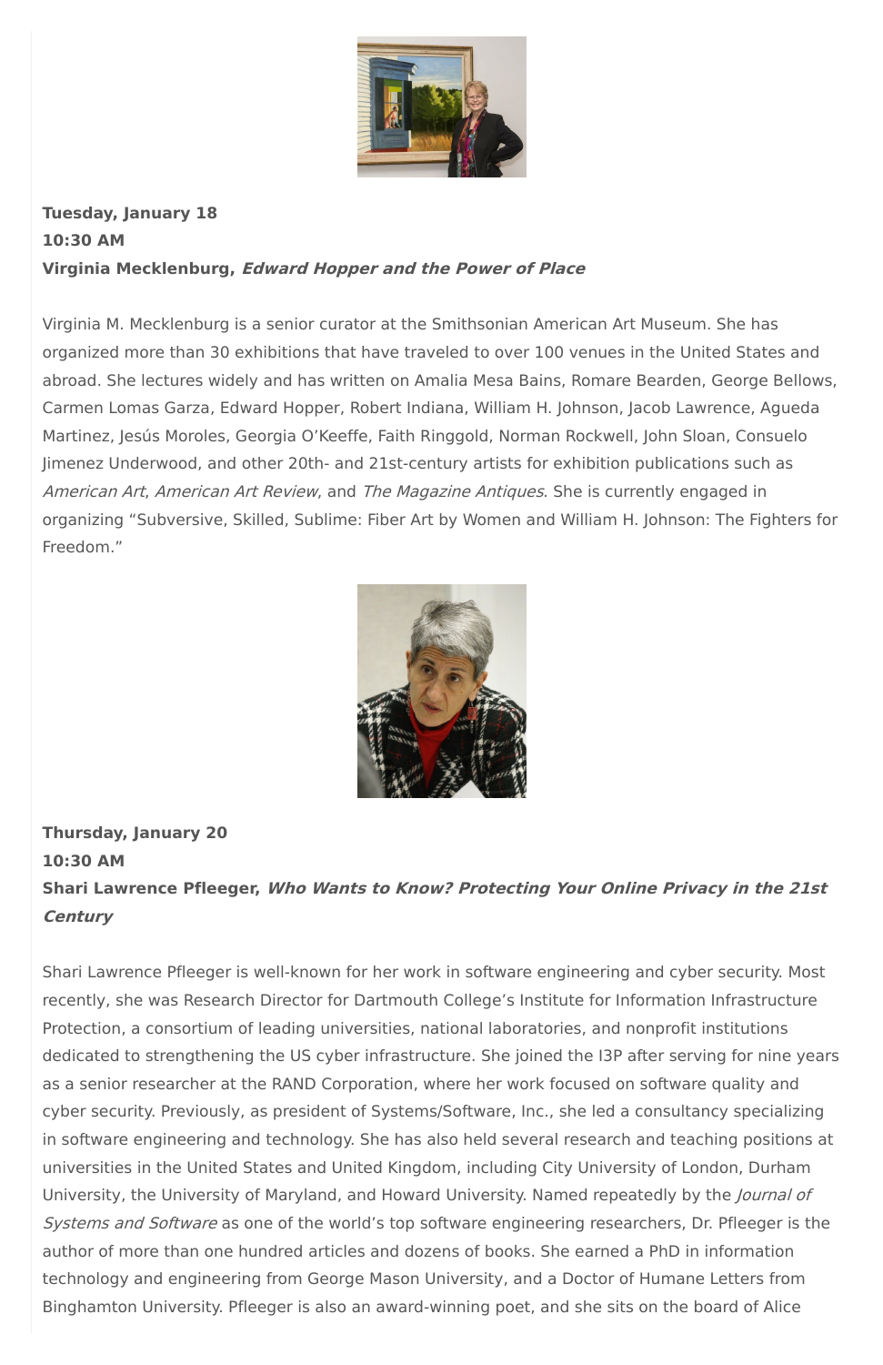**Tuesday, January 18**
**10:30 AM**
**Virginia Mecklenburg, *Edward Hopper and the Power of Place***

Virginia M. Mecklenburg is a senior curator at the Smithsonian American Art Museum. She has organized more than 30 exhibitions that have traveled to over 100 venues in the United States and abroad. She lectures widely and has written on Amalia Mesa Bains, Romare Bearden, George Bellows, Carmen Lomas Garza, Edward Hopper, Robert Indiana, William H. Johnson, Jacob Lawrence, Agueda Martinez, Jesús Moroles, Georgia O'Keeffe, Faith Ringgold, Norman Rockwell, John Sloan, Consuelo Jimenez Underwood, and other 20th- and 21st-century artists for exhibition publications such as *American Art*, *American Art Review*, and *The Magazine Antiques*. She is currently engaged in organizing "Subversive, Skilled, Sublime: Fiber Art by Women and William H. Johnson: The Fighters for Freedom."

**Thursday, January 20**
**10:30 AM**
**Shari Lawrence Pfleeger, *Who Wants to Know? Protecting Your Online Privacy in the 21st Century***

Shari Lawrence Pfleeger is well-known for her work in software engineering and cyber security. Most recently, she was Research Director for Dartmouth College's Institute for Information Infrastructure Protection, a consortium of leading universities, national laboratories, and nonprofit institutions dedicated to strengthening the US cyber infrastructure. She joined the I3P after serving for nine years as a senior researcher at the RAND Corporation, where her work focused on software quality and cyber security. Previously, as president of Systems/Software, Inc., she led a consultancy specializing in software engineering and technology. She has also held several research and teaching positions at universities in the United States and United Kingdom, including City University of London, Durham University, the University of Maryland, and Howard University. Named repeatedly by the *Journal of Systems and Software* as one of the world's top software engineering researchers, Dr. Pfleeger is the author of more than one hundred articles and dozens of books. She earned a PhD in information technology and engineering from George Mason University, and a Doctor of Humane Letters from Binghamton University. Pfleeger is also an award-winning poet, and she sits on the board of Alice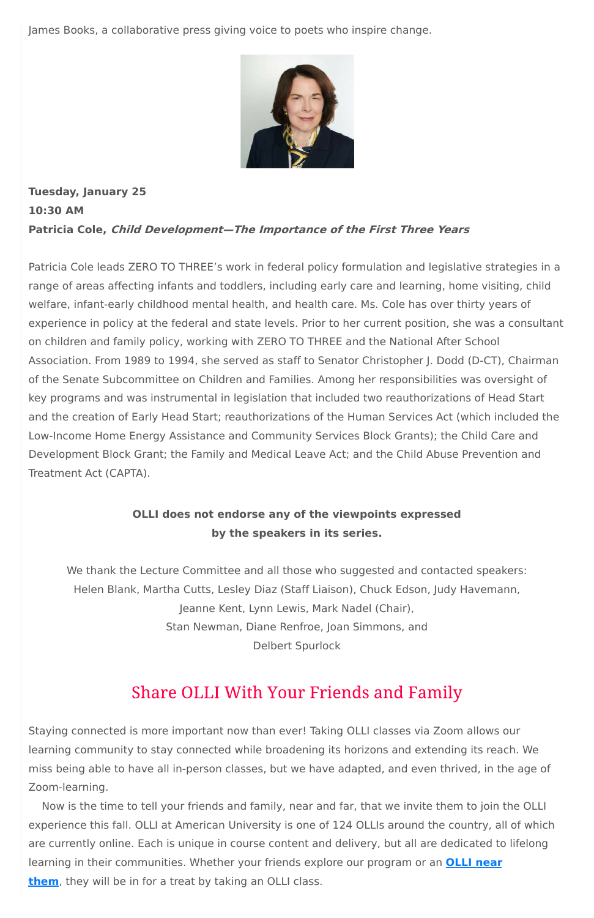James Books, a collaborative press giving voice to poets who inspire change.

**Tuesday, January 25**
**10:30 AM**
**Patricia Cole, *Child Development—The Importance of the First Three Years***

Patricia Cole leads ZERO TO THREE's work in federal policy formulation and legislative strategies in a range of areas affecting infants and toddlers, including early care and learning, home visiting, child welfare, infant-early childhood mental health, and health care. Ms. Cole has over thirty years of experience in policy at the federal and state levels. Prior to her current position, she was a consultant on children and family policy, working with ZERO TO THREE and the National After School Association. From 1989 to 1994, she served as staff to Senator Christopher J. Dodd (D-CT), Chairman of the Senate Subcommittee on Children and Families. Among her responsibilities was oversight of key programs and was instrumental in legislation that included two reauthorizations of Head Start and the creation of Early Head Start; reauthorizations of the Human Services Act (which included the Low-Income Home Energy Assistance and Community Services Block Grants); the Child Care and Development Block Grant; the Family and Medical Leave Act; and the Child Abuse Prevention and Treatment Act (CAPTA).

**OLLI does not endorse any of the viewpoints expressed by the speakers in its series.**

We thank the Lecture Committee and all those who suggested and contacted speakers: Helen Blank, Martha Cutts, Lesley Diaz (Staff Liaison), Chuck Edson, Judy Havemann, Jeanne Kent, Lynn Lewis, Mark Nadel (Chair), Stan Newman, Diane Renfroe, Joan Simmons, and Delbert Spurlock

## Share OLLI With Your Friends and Family

Staying connected is more important now than ever! Taking OLLI classes via Zoom allows our learning community to stay connected while broadening its horizons and extending its reach. We miss being able to have all in-person classes, but we have adapted, and even thrived, in the age of Zoom-learning.

Now is the time to tell your friends and family, near and far, that we invite them to join the OLLI experience this fall. OLLI at American University is one of 124 OLLIs around the country, all of which are currently online. Each is unique in course content and delivery, but all are dedicated to lifelong learning in their communities. Whether your friends explore our program or an **OLLI near them**, they will be in for a treat by taking an OLLI class.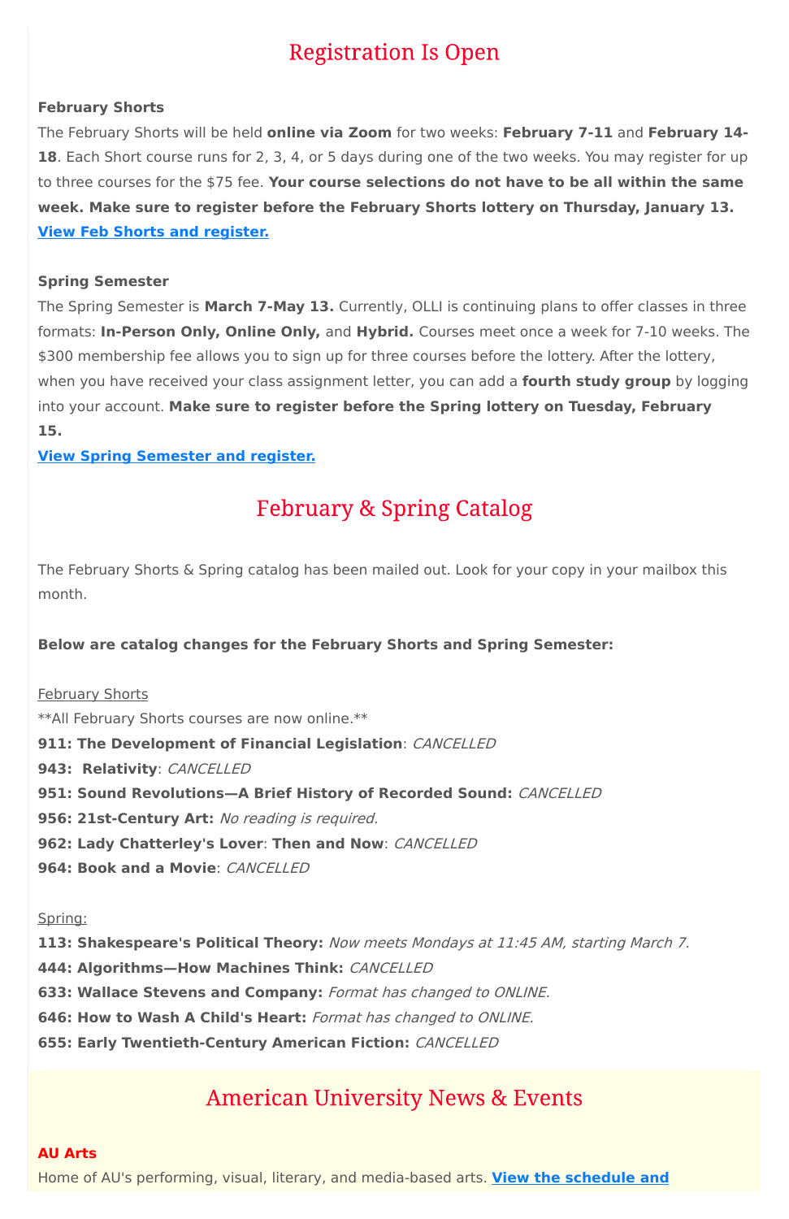## Registration Is Open

**February Shorts**

The February Shorts will be held **online via Zoom** for two weeks: **February 7-11** and **February 14-18**. Each Short course runs for 2, 3, 4, or 5 days during one of the two weeks. You may register for up to three courses for the $75 fee. **Your course selections do not have to be all within the same week. Make sure to register before the February Shorts lottery on Thursday, January 13.**
**View Feb Shorts and register.**

**Spring Semester**

The Spring Semester is **March 7-May 13.** Currently, OLLI is continuing plans to offer classes in three formats: **In-Person Only, Online Only,** and **Hybrid.** Courses meet once a week for 7-10 weeks. The $300 membership fee allows you to sign up for three courses before the lottery. After the lottery, when you have received your class assignment letter, you can add a **fourth study group** by logging into your account. **Make sure to register before the Spring lottery on Tuesday, February 15.**
**View Spring Semester and register.**

## February & Spring Catalog

The February Shorts & Spring catalog has been mailed out. Look for your copy in your mailbox this month.

**Below are catalog changes for the February Shorts and Spring Semester:**

February Shorts

**All February Shorts courses are now online.**

**911: The Development of Financial Legislation**: *CANCELLED*
**943: Relativity**: *CANCELLED*
**951: Sound Revolutions—A Brief History of Recorded Sound:** *CANCELLED*
**956: 21st-Century Art:** *No reading is required.*
**962: Lady Chatterley's Lover**: **Then and Now**: *CANCELLED*
**964: Book and a Movie**: *CANCELLED*

Spring:

**113: Shakespeare's Political Theory:** *Now meets Mondays at 11:45 AM, starting March 7.*
**444: Algorithms—How Machines Think:** *CANCELLED*
**633: Wallace Stevens and Company:** *Format has changed to ONLINE.*
**646: How to Wash A Child's Heart:** *Format has changed to ONLINE.*
**655: Early Twentieth-Century American Fiction:** *CANCELLED*

## American University News & Events

**AU Arts**

Home of AU's performing, visual, literary, and media-based arts. **View the schedule and**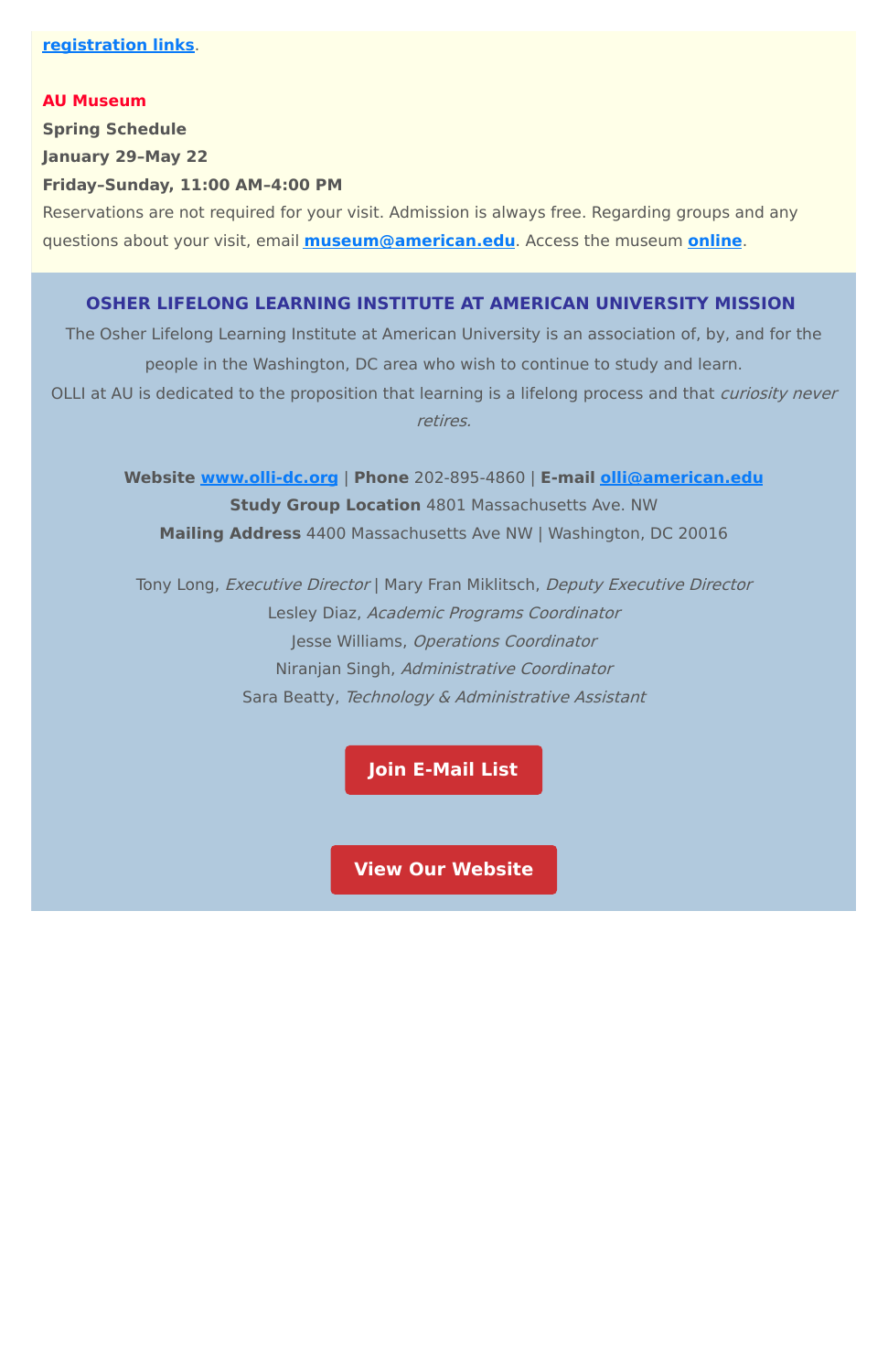registration links.

**AU Museum**

**Spring Schedule**

**January 29–May 22**

**Friday–Sunday, 11:00 AM–4:00 PM**

Reservations are not required for your visit. Admission is always free. Regarding groups and any questions about your visit, email **museum@american.edu**. Access the museum **online**.

## OSHER LIFELONG LEARNING INSTITUTE AT AMERICAN UNIVERSITY MISSION

The Osher Lifelong Learning Institute at American University is an association of, by, and for the people in the Washington, DC area who wish to continue to study and learn.

OLLI at AU is dedicated to the proposition that learning is a lifelong process and that *curiosity never retires.*

**Website** www.olli-dc.org | **Phone** 202-895-4860 | **E-mail** olli@american.edu

**Study Group Location** 4801 Massachusetts Ave. NW

**Mailing Address** 4400 Massachusetts Ave NW | Washington, DC 20016

Tony Long, *Executive Director* | Mary Fran Miklitsch, *Deputy Executive Director*

Lesley Diaz, *Academic Programs Coordinator*

Jesse Williams, *Operations Coordinator*

Niranjan Singh, *Administrative Coordinator*

Sara Beatty, *Technology & Administrative Assistant*

**Join E-Mail List**

**View Our Website**